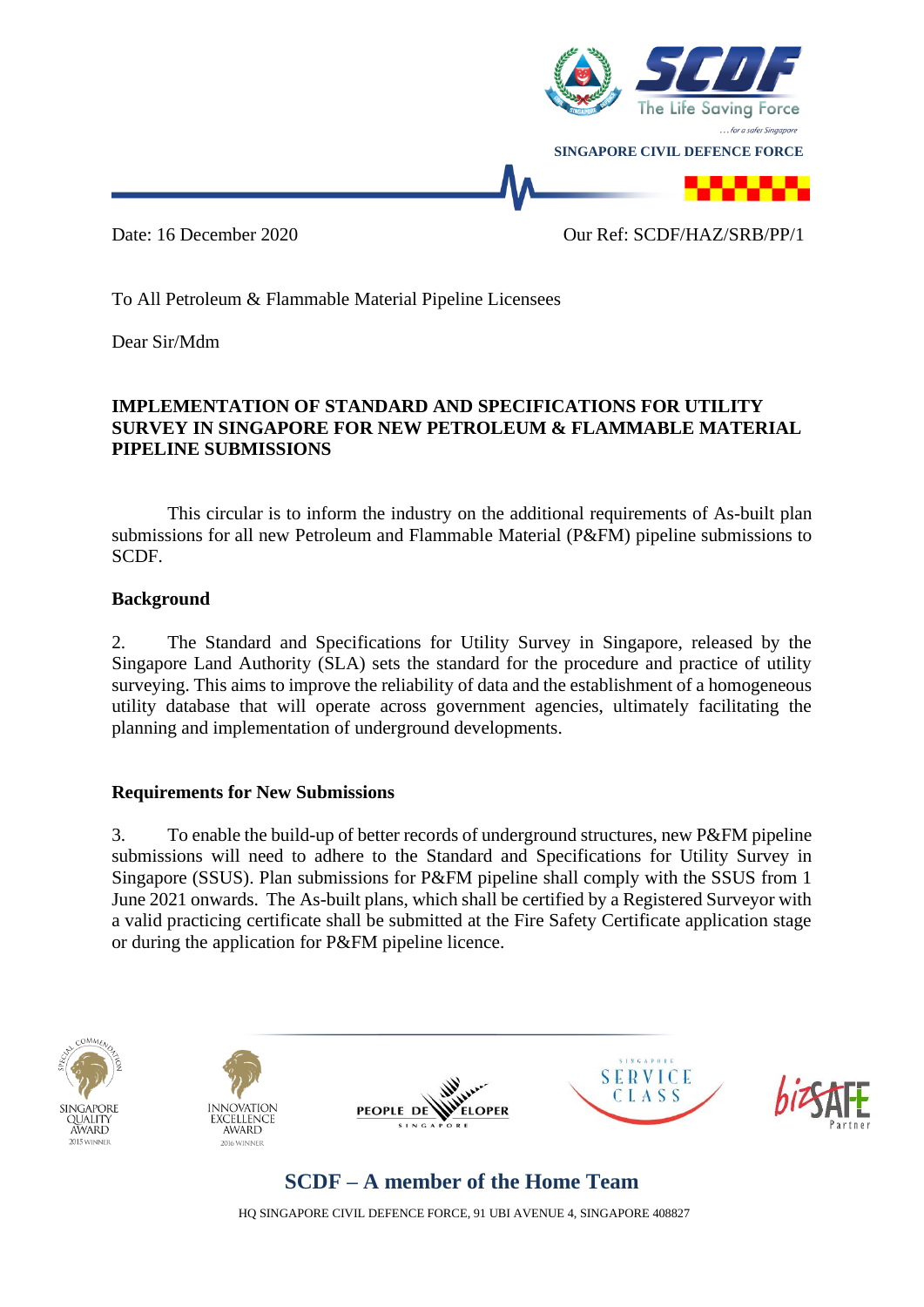SINGAPORE CIVIL DEFENCE FORCE

Date: 16 December 2020 Our Ref: SCDF/HAZ/SRB/PP/1

To All Petroleum & Flammable Material Pipeline Licensees

Dear Sir/Mdm

**IMPLEMENTATION OF STANDARD AND SPECIFICATIONS FOR UTILITY SURVEY IN SINGAPORE FOR NEW PETROLEUM & FLAMMABLE MATERIAL PIPELINE SUBMISSIONS**

This circular is to inform the industry on the additional requirements of As-built plan submissions for all new Petroleum and Flammable Material (P&FM) pipeline submissions to SCDF.

**Background**

2. The Standard and Specifications for Utility Survey in Singapore, released by the Singapore Land Authority (SLA) sets the standard for the procedure and practice of utility surveying. This aims to improve the reliability of data and the establishment of a homogeneous utility database that will operate across government agencies, ultimately facilitating the planning and implementation of underground developments.

**Requirements for New Submissions**

3. To enable the build-up of better records of underground structures, new P&FM pipeline submissions will need to adhere to the Standard and Specifications for Utility Survey in Singapore (SSUS). Plan submissions for P&FM pipeline shall comply with the SSUS from 1 June 2021 onwards. The As-built plans, which shall be certified by a Registered Surveyor with a valid practicing certificate shall be submitted at the Fire Safety Certificate application stage or during the application for P&FM pipeline licence.

**SCDF – A member of the Home Team**

HQ SINGAPORE CIVIL DEFENCE FORCE, 91 UBI AVENUE 4, SINGAPORE 408827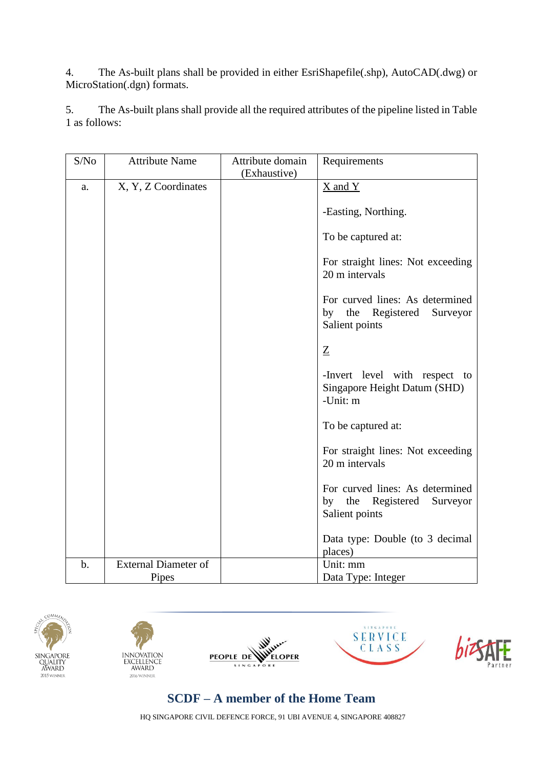4. The As-built plans shall be provided in either EsriShapefile(.shp), AutoCAD(.dwg) or MicroStation(.dgn) formats.

5. The As-built plans shall provide all the required attributes of the pipeline listed in Table 1 as follows:

| S/No | Attribute Name | Attribute domain (Exhaustive) | Requirements |
|---|---|---|---|
| a. | X, Y, Z Coordinates | | <u>X and Y</u><br><br>-Easting, Northing.<br><br>To be captured at:<br><br>For straight lines: Not exceeding 20 m intervals<br><br>For curved lines: As determined by the Registered Surveyor Salient points<br><br><u>Z</u><br><br>-Invert level with respect to Singapore Height Datum (SHD)<br>-Unit: m<br><br>To be captured at:<br><br>For straight lines: Not exceeding 20 m intervals<br><br>For curved lines: As determined by the Registered Surveyor Salient points<br><br>Data type: Double (to 3 decimal places) |
| b. | External Diameter of Pipes | | Unit: mm<br>Data Type: Integer |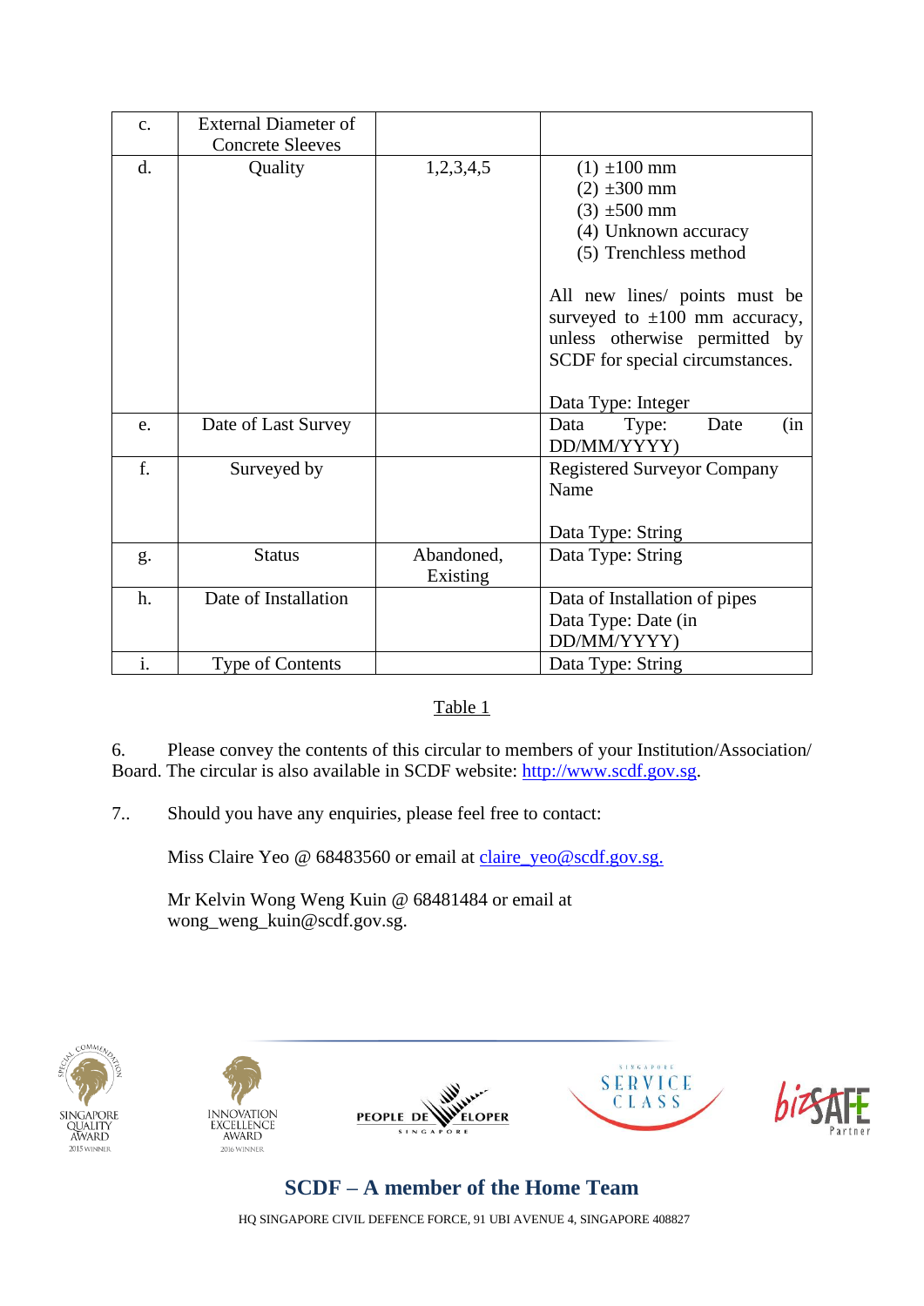| | | | |
|---|---|---|---|
| c. | External Diameter of Concrete Sleeves | | |
| d. | Quality | 1,2,3,4,5 | (1) ±100 mm<br>(2) ±300 mm<br>(3) ±500 mm<br>(4) Unknown accuracy<br>(5) Trenchless method<br><br>All new lines/ points must be surveyed to ±100 mm accuracy, unless otherwise permitted by SCDF for special circumstances.<br><br>Data Type: Integer |
| e. | Date of Last Survey | | Data Type: Date (in DD/MM/YYYY) |
| f. | Surveyed by | | Registered Surveyor Company Name<br><br>Data Type: String |
| g. | Status | Abandoned, Existing | Data Type: String |
| h. | Date of Installation | | Data of Installation of pipes<br>Data Type: Date (in DD/MM/YYYY) |
| i. | Type of Contents | | Data Type: String |

Table 1

6. Please convey the contents of this circular to members of your Institution/Association/ Board. The circular is also available in SCDF website: http://www.scdf.gov.sg.

7.. Should you have any enquiries, please feel free to contact:

Miss Claire Yeo @ 68483560 or email at claire_yeo@scdf.gov.sg.

Mr Kelvin Wong Weng Kuin @ 68481484 or email at wong_weng_kuin@scdf.gov.sg.

**SCDF – A member of the Home Team**

HQ SINGAPORE CIVIL DEFENCE FORCE, 91 UBI AVENUE 4, SINGAPORE 408827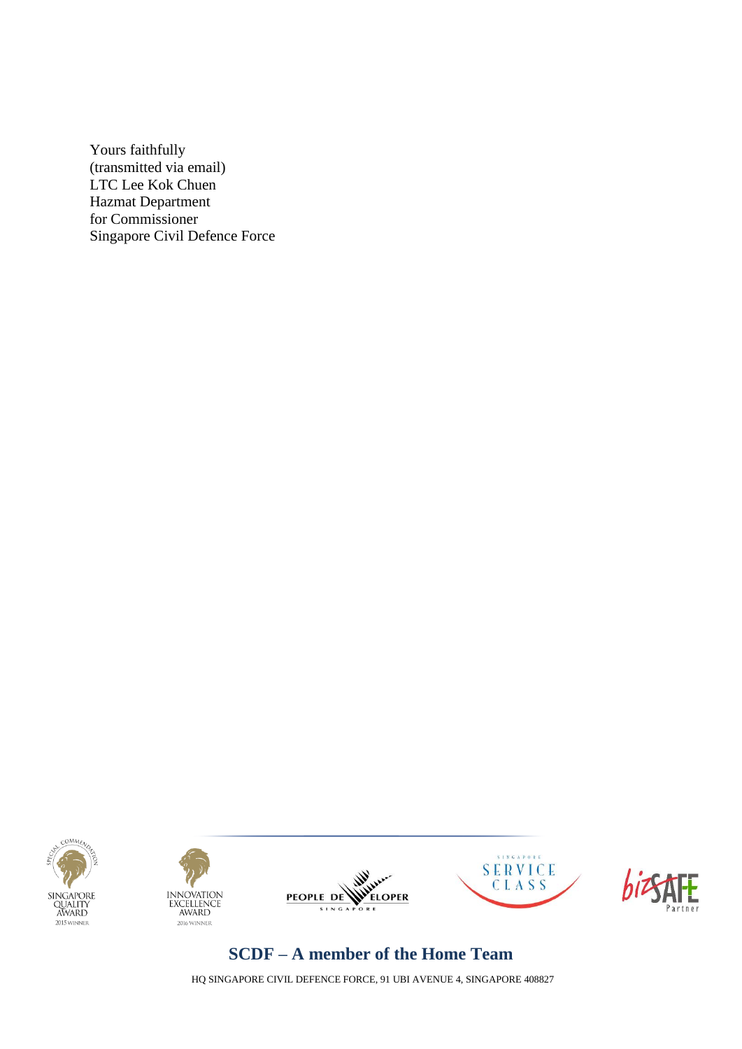Yours faithfully
(transmitted via email)
LTC Lee Kok Chuen
Hazmat Department
for Commissioner
Singapore Civil Defence Force

SINGAPORE QUALITY AWARD 2015 WINNER
INNOVATION EXCELLENCE AWARD 2016 WINNER
PEOPLE DEVELOPER SINGAPORE
SINGAPORE SERVICE CLASS
bizSAFE Partner

**SCDF – A member of the Home Team**

HQ SINGAPORE CIVIL DEFENCE FORCE, 91 UBI AVENUE 4, SINGAPORE 408827